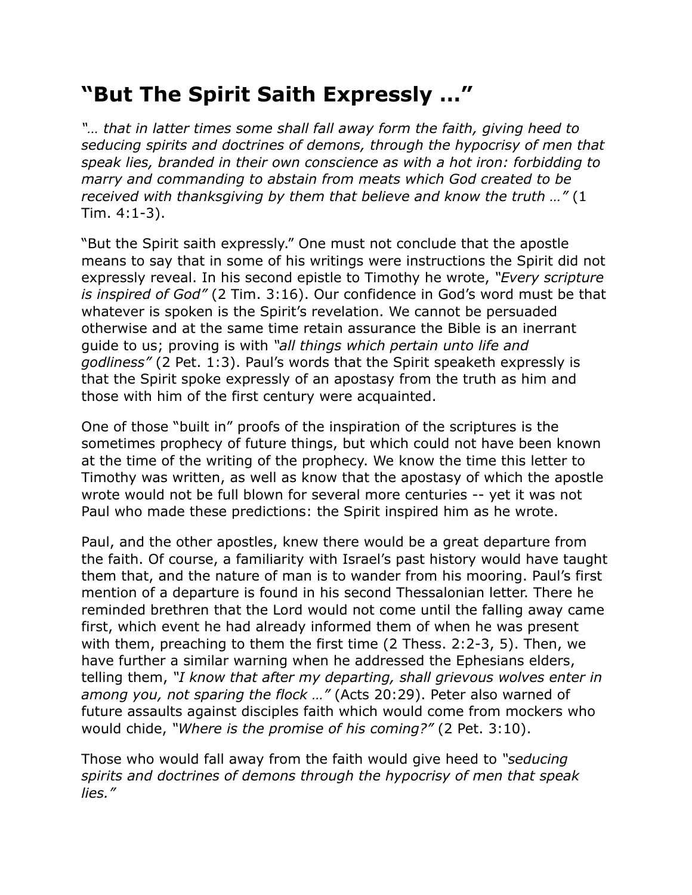# "But The Spirit Saith Expressly …"

*"… that in latter times some shall fall away form the faith, giving heed to seducing spirits and doctrines of demons, through the hypocrisy of men that speak lies, branded in their own conscience as with a hot iron: forbidding to marry and commanding to abstain from meats which God created to be received with thanksgiving by them that believe and know the truth …"* (1 Tim. 4:1-3).

"But the Spirit saith expressly." One must not conclude that the apostle means to say that in some of his writings were instructions the Spirit did not expressly reveal. In his second epistle to Timothy he wrote, *"Every scripture is inspired of God"* (2 Tim. 3:16). Our confidence in God's word must be that whatever is spoken is the Spirit's revelation. We cannot be persuaded otherwise and at the same time retain assurance the Bible is an inerrant guide to us; proving is with *"all things which pertain unto life and godliness"* (2 Pet. 1:3). Paul's words that the Spirit speaketh expressly is that the Spirit spoke expressly of an apostasy from the truth as him and those with him of the first century were acquainted.

One of those "built in" proofs of the inspiration of the scriptures is the sometimes prophecy of future things, but which could not have been known at the time of the writing of the prophecy. We know the time this letter to Timothy was written, as well as know that the apostasy of which the apostle wrote would not be full blown for several more centuries -- yet it was not Paul who made these predictions: the Spirit inspired him as he wrote.

Paul, and the other apostles, knew there would be a great departure from the faith. Of course, a familiarity with Israel's past history would have taught them that, and the nature of man is to wander from his mooring. Paul's first mention of a departure is found in his second Thessalonian letter. There he reminded brethren that the Lord would not come until the falling away came first, which event he had already informed them of when he was present with them, preaching to them the first time (2 Thess. 2:2-3, 5). Then, we have further a similar warning when he addressed the Ephesians elders, telling them, *"I know that after my departing, shall grievous wolves enter in among you, not sparing the flock …"* (Acts 20:29). Peter also warned of future assaults against disciples faith which would come from mockers who would chide, *"Where is the promise of his coming?"* (2 Pet. 3:10).

Those who would fall away from the faith would give heed to *"seducing spirits and doctrines of demons through the hypocrisy of men that speak lies."*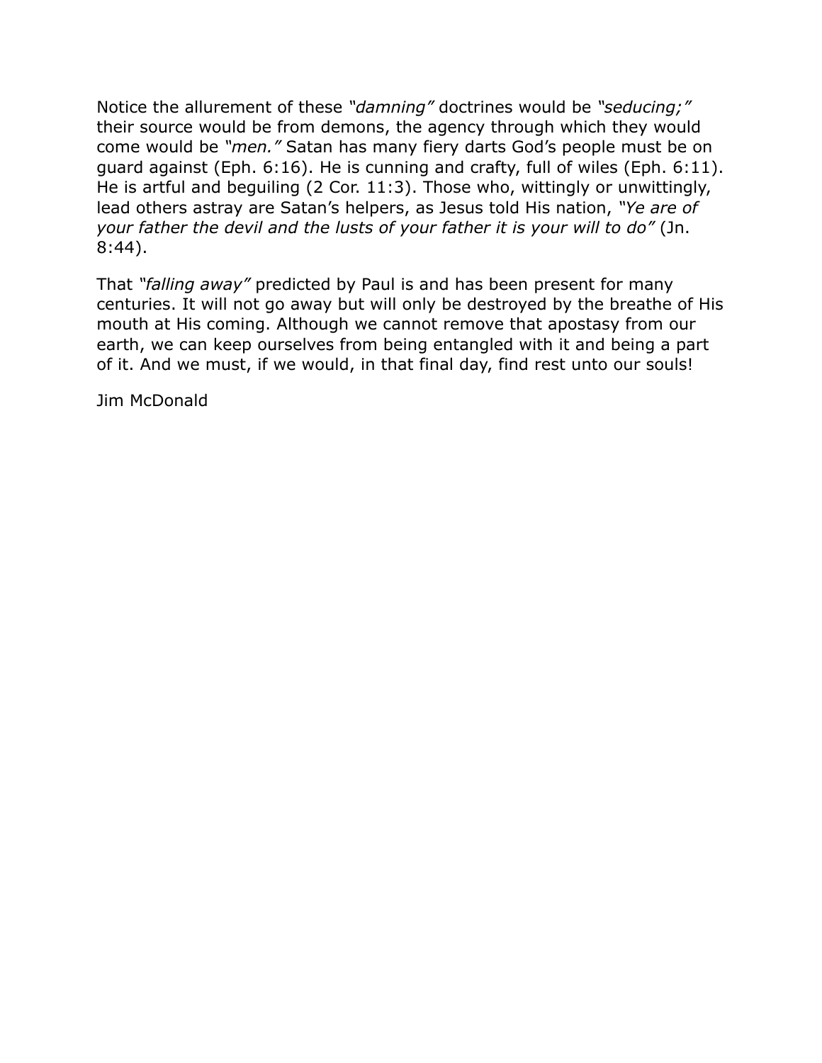Notice the allurement of these *"damning"* doctrines would be *"seducing;"* their source would be from demons, the agency through which they would come would be *"men."* Satan has many fiery darts God's people must be on guard against (Eph. 6:16). He is cunning and crafty, full of wiles (Eph. 6:11). He is artful and beguiling (2 Cor. 11:3). Those who, wittingly or unwittingly, lead others astray are Satan's helpers, as Jesus told His nation, *"Ye are of your father the devil and the lusts of your father it is your will to do"* (Jn. 8:44).

That *"falling away"* predicted by Paul is and has been present for many centuries. It will not go away but will only be destroyed by the breathe of His mouth at His coming. Although we cannot remove that apostasy from our earth, we can keep ourselves from being entangled with it and being a part of it. And we must, if we would, in that final day, find rest unto our souls!

Jim McDonald